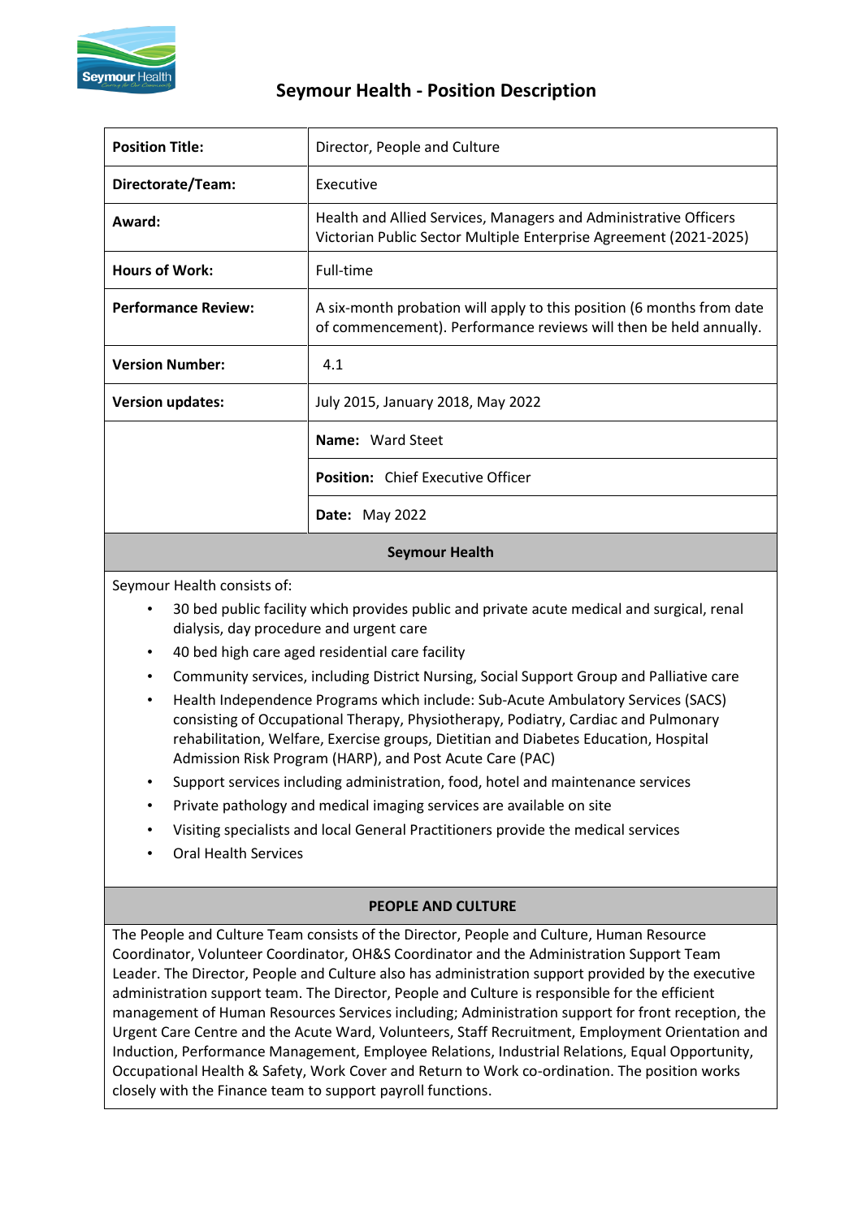# Seymour Health - Position Description

| | |
|---|---|
| **Position Title:** | Director, People and Culture |
| **Directorate/Team:** | Executive |
| **Award:** | Health and Allied Services, Managers and Administrative Officers Victorian Public Sector Multiple Enterprise Agreement (2021-2025) |
| **Hours of Work:** | Full-time |
| **Performance Review:** | A six-month probation will apply to this position (6 months from date of commencement). Performance reviews will then be held annually. |
| **Version Number:** | 4.1 |
| **Version updates:** | July 2015, January 2018, May 2022 |
| | **Name:** Ward Steet |
| | **Position:** Chief Executive Officer |
| | **Date:** May 2022 |

## Seymour Health

Seymour Health consists of:

- 30 bed public facility which provides public and private acute medical and surgical, renal dialysis, day procedure and urgent care
- 40 bed high care aged residential care facility
- Community services, including District Nursing, Social Support Group and Palliative care
- Health Independence Programs which include: Sub-Acute Ambulatory Services (SACS) consisting of Occupational Therapy, Physiotherapy, Podiatry, Cardiac and Pulmonary rehabilitation, Welfare, Exercise groups, Dietitian and Diabetes Education, Hospital Admission Risk Program (HARP), and Post Acute Care (PAC)
- Support services including administration, food, hotel and maintenance services
- Private pathology and medical imaging services are available on site
- Visiting specialists and local General Practitioners provide the medical services
- Oral Health Services

## PEOPLE AND CULTURE

The People and Culture Team consists of the Director, People and Culture, Human Resource Coordinator, Volunteer Coordinator, OH&S Coordinator and the Administration Support Team Leader. The Director, People and Culture also has administration support provided by the executive administration support team. The Director, People and Culture is responsible for the efficient management of Human Resources Services including; Administration support for front reception, the Urgent Care Centre and the Acute Ward, Volunteers, Staff Recruitment, Employment Orientation and Induction, Performance Management, Employee Relations, Industrial Relations, Equal Opportunity, Occupational Health & Safety, Work Cover and Return to Work co-ordination. The position works closely with the Finance team to support payroll functions.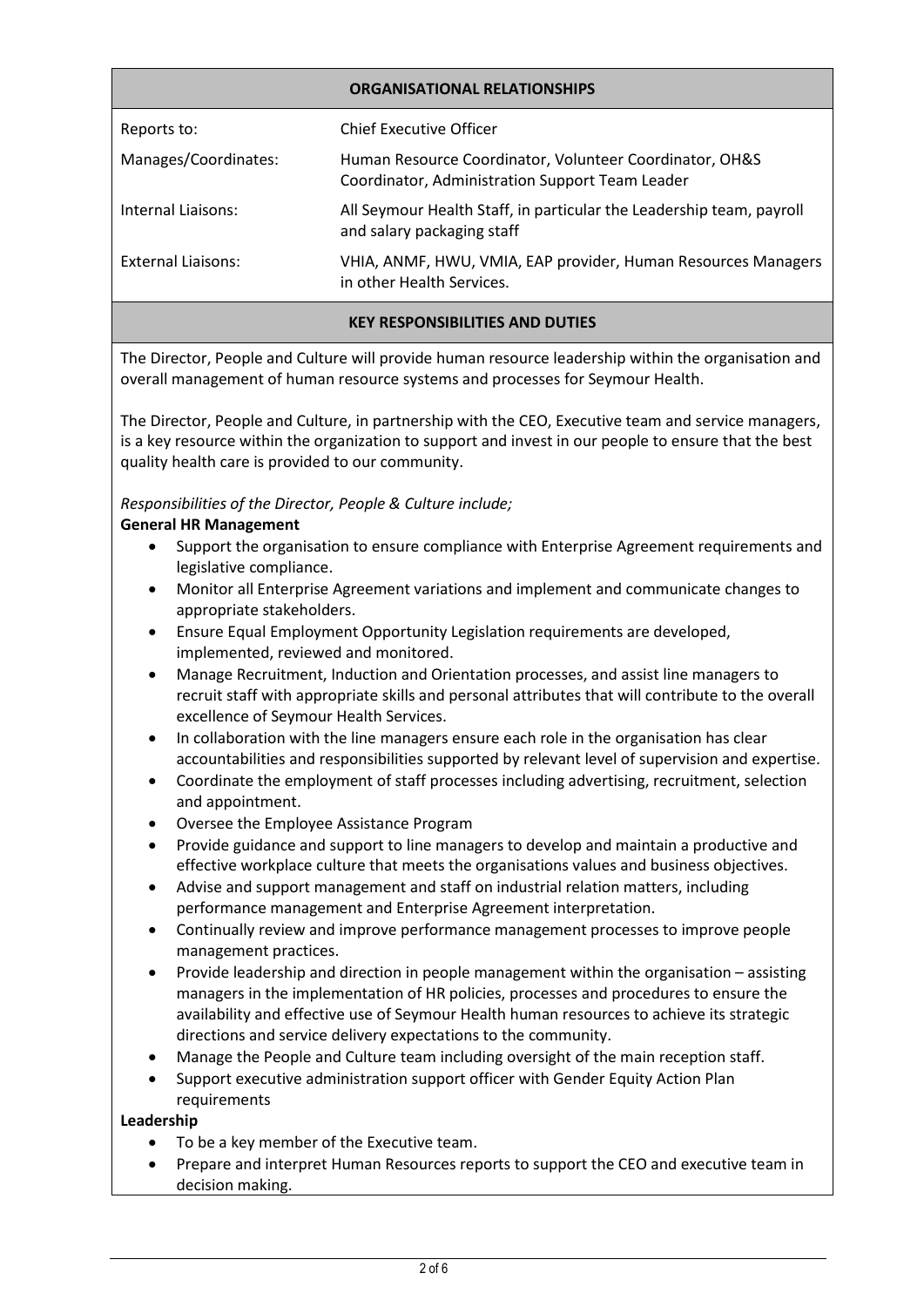## ORGANISATIONAL RELATIONSHIPS

| | |
|---|---|
| Reports to: | Chief Executive Officer |
| Manages/Coordinates: | Human Resource Coordinator, Volunteer Coordinator, OH&S Coordinator, Administration Support Team Leader |
| Internal Liaisons: | All Seymour Health Staff, in particular the Leadership team, payroll and salary packaging staff |
| External Liaisons: | VHIA, ANMF, HWU, VMIA, EAP provider, Human Resources Managers in other Health Services. |

## KEY RESPONSIBILITIES AND DUTIES

The Director, People and Culture will provide human resource leadership within the organisation and overall management of human resource systems and processes for Seymour Health.

The Director, People and Culture, in partnership with the CEO, Executive team and service managers, is a key resource within the organization to support and invest in our people to ensure that the best quality health care is provided to our community.

*Responsibilities of the Director, People & Culture include;*

**General HR Management**

- Support the organisation to ensure compliance with Enterprise Agreement requirements and legislative compliance.
- Monitor all Enterprise Agreement variations and implement and communicate changes to appropriate stakeholders.
- Ensure Equal Employment Opportunity Legislation requirements are developed, implemented, reviewed and monitored.
- Manage Recruitment, Induction and Orientation processes, and assist line managers to recruit staff with appropriate skills and personal attributes that will contribute to the overall excellence of Seymour Health Services.
- In collaboration with the line managers ensure each role in the organisation has clear accountabilities and responsibilities supported by relevant level of supervision and expertise.
- Coordinate the employment of staff processes including advertising, recruitment, selection and appointment.
- Oversee the Employee Assistance Program
- Provide guidance and support to line managers to develop and maintain a productive and effective workplace culture that meets the organisations values and business objectives.
- Advise and support management and staff on industrial relation matters, including performance management and Enterprise Agreement interpretation.
- Continually review and improve performance management processes to improve people management practices.
- Provide leadership and direction in people management within the organisation – assisting managers in the implementation of HR policies, processes and procedures to ensure the availability and effective use of Seymour Health human resources to achieve its strategic directions and service delivery expectations to the community.
- Manage the People and Culture team including oversight of the main reception staff.
- Support executive administration support officer with Gender Equity Action Plan requirements

**Leadership**

- To be a key member of the Executive team.
- Prepare and interpret Human Resources reports to support the CEO and executive team in decision making.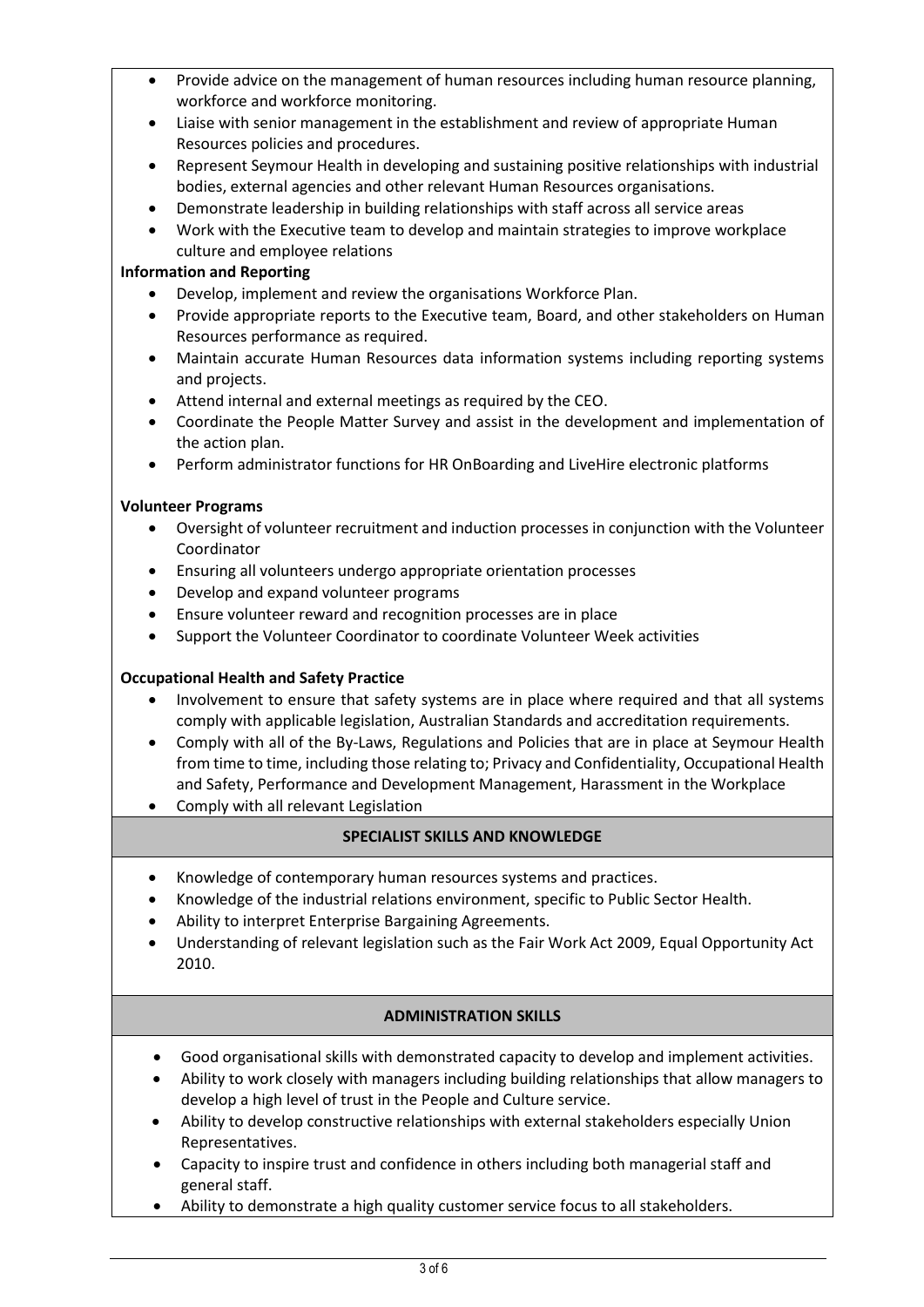- Provide advice on the management of human resources including human resource planning, workforce and workforce monitoring.
- Liaise with senior management in the establishment and review of appropriate Human Resources policies and procedures.
- Represent Seymour Health in developing and sustaining positive relationships with industrial bodies, external agencies and other relevant Human Resources organisations.
- Demonstrate leadership in building relationships with staff across all service areas
- Work with the Executive team to develop and maintain strategies to improve workplace culture and employee relations

**Information and Reporting**

- Develop, implement and review the organisations Workforce Plan.
- Provide appropriate reports to the Executive team, Board, and other stakeholders on Human Resources performance as required.
- Maintain accurate Human Resources data information systems including reporting systems and projects.
- Attend internal and external meetings as required by the CEO.
- Coordinate the People Matter Survey and assist in the development and implementation of the action plan.
- Perform administrator functions for HR OnBoarding and LiveHire electronic platforms

**Volunteer Programs**

- Oversight of volunteer recruitment and induction processes in conjunction with the Volunteer Coordinator
- Ensuring all volunteers undergo appropriate orientation processes
- Develop and expand volunteer programs
- Ensure volunteer reward and recognition processes are in place
- Support the Volunteer Coordinator to coordinate Volunteer Week activities

**Occupational Health and Safety Practice**

- Involvement to ensure that safety systems are in place where required and that all systems comply with applicable legislation, Australian Standards and accreditation requirements.
- Comply with all of the By-Laws, Regulations and Policies that are in place at Seymour Health from time to time, including those relating to; Privacy and Confidentiality, Occupational Health and Safety, Performance and Development Management, Harassment in the Workplace
- Comply with all relevant Legislation

## SPECIALIST SKILLS AND KNOWLEDGE

- Knowledge of contemporary human resources systems and practices.
- Knowledge of the industrial relations environment, specific to Public Sector Health.
- Ability to interpret Enterprise Bargaining Agreements.
- Understanding of relevant legislation such as the Fair Work Act 2009, Equal Opportunity Act 2010.

## ADMINISTRATION SKILLS

- Good organisational skills with demonstrated capacity to develop and implement activities.
- Ability to work closely with managers including building relationships that allow managers to develop a high level of trust in the People and Culture service.
- Ability to develop constructive relationships with external stakeholders especially Union Representatives.
- Capacity to inspire trust and confidence in others including both managerial staff and general staff.
- Ability to demonstrate a high quality customer service focus to all stakeholders.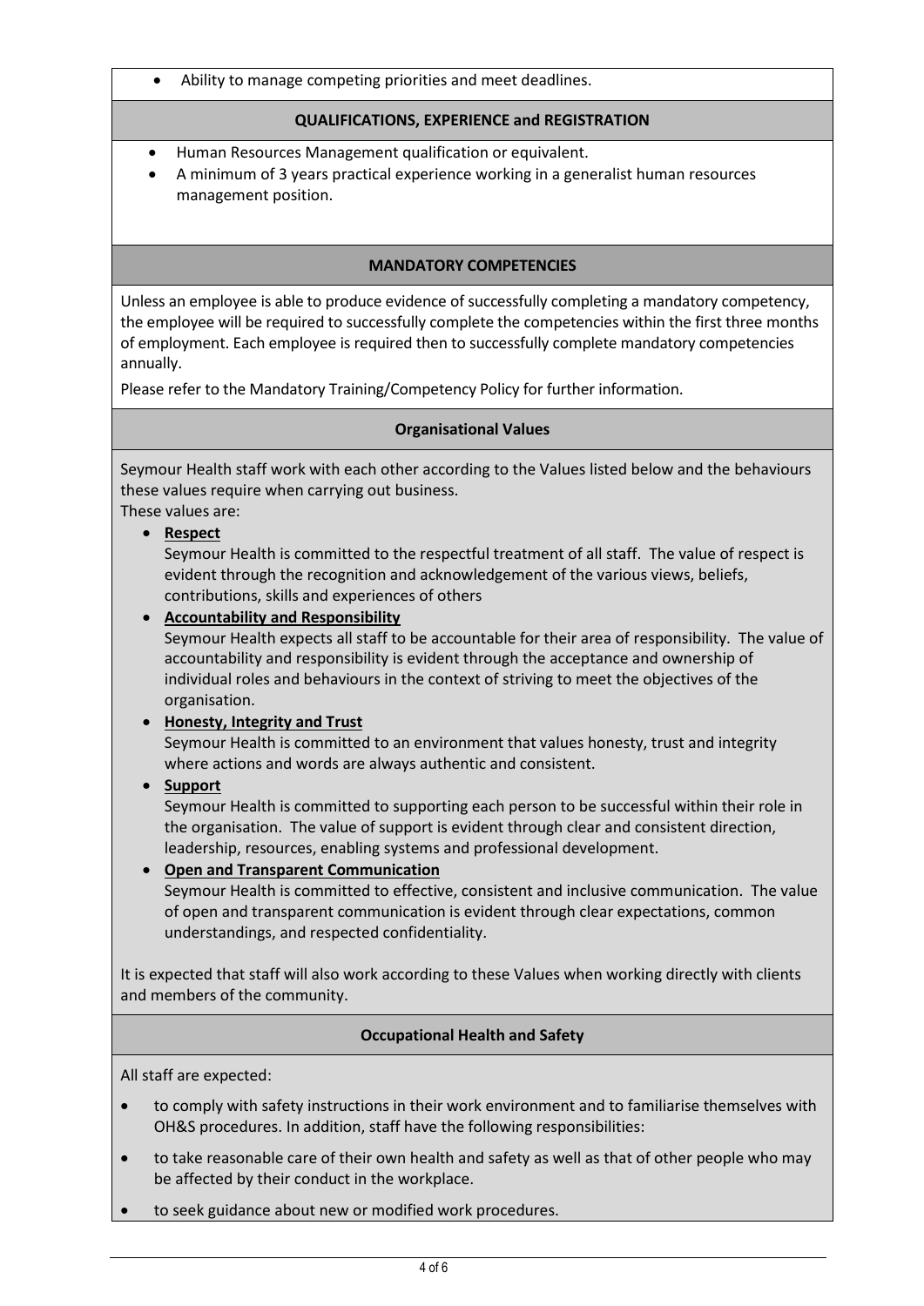- Ability to manage competing priorities and meet deadlines.

## QUALIFICATIONS, EXPERIENCE and REGISTRATION

- Human Resources Management qualification or equivalent.
- A minimum of 3 years practical experience working in a generalist human resources management position.

## MANDATORY COMPETENCIES

Unless an employee is able to produce evidence of successfully completing a mandatory competency, the employee will be required to successfully complete the competencies within the first three months of employment. Each employee is required then to successfully complete mandatory competencies annually.

Please refer to the Mandatory Training/Competency Policy for further information.

## Organisational Values

Seymour Health staff work with each other according to the Values listed below and the behaviours these values require when carrying out business.

These values are:

- **Respect**
  Seymour Health is committed to the respectful treatment of all staff. The value of respect is evident through the recognition and acknowledgement of the various views, beliefs, contributions, skills and experiences of others
- **Accountability and Responsibility**
  Seymour Health expects all staff to be accountable for their area of responsibility. The value of accountability and responsibility is evident through the acceptance and ownership of individual roles and behaviours in the context of striving to meet the objectives of the organisation.
- **Honesty, Integrity and Trust**
  Seymour Health is committed to an environment that values honesty, trust and integrity where actions and words are always authentic and consistent.
- **Support**
  Seymour Health is committed to supporting each person to be successful within their role in the organisation. The value of support is evident through clear and consistent direction, leadership, resources, enabling systems and professional development.
- **Open and Transparent Communication**
  Seymour Health is committed to effective, consistent and inclusive communication. The value of open and transparent communication is evident through clear expectations, common understandings, and respected confidentiality.

It is expected that staff will also work according to these Values when working directly with clients and members of the community.

## Occupational Health and Safety

All staff are expected:

- to comply with safety instructions in their work environment and to familiarise themselves with OH&S procedures. In addition, staff have the following responsibilities:
- to take reasonable care of their own health and safety as well as that of other people who may be affected by their conduct in the workplace.
- to seek guidance about new or modified work procedures.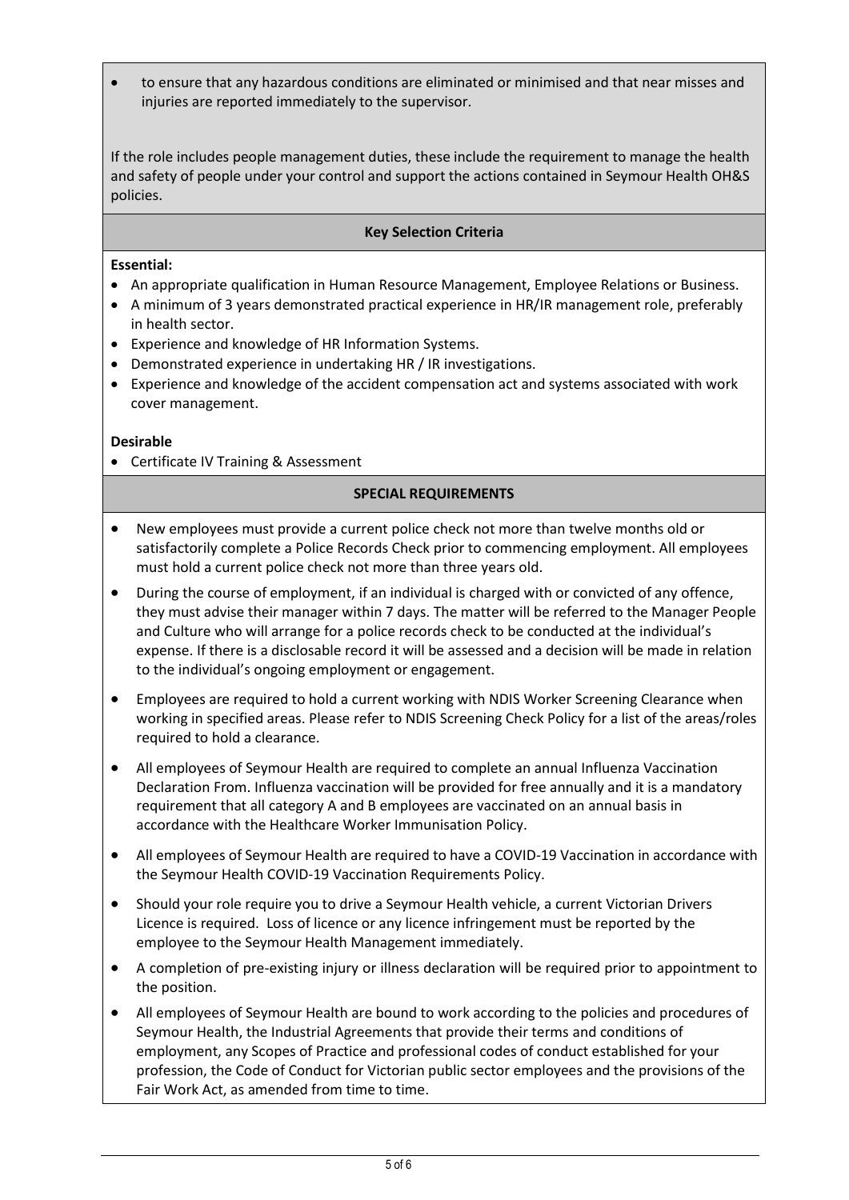- to ensure that any hazardous conditions are eliminated or minimised and that near misses and injuries are reported immediately to the supervisor.

If the role includes people management duties, these include the requirement to manage the health and safety of people under your control and support the actions contained in Seymour Health OH&S policies.

## Key Selection Criteria

**Essential:**

- An appropriate qualification in Human Resource Management, Employee Relations or Business.
- A minimum of 3 years demonstrated practical experience in HR/IR management role, preferably in health sector.
- Experience and knowledge of HR Information Systems.
- Demonstrated experience in undertaking HR / IR investigations.
- Experience and knowledge of the accident compensation act and systems associated with work cover management.

**Desirable**

- Certificate IV Training & Assessment

## SPECIAL REQUIREMENTS

- New employees must provide a current police check not more than twelve months old or satisfactorily complete a Police Records Check prior to commencing employment. All employees must hold a current police check not more than three years old.
- During the course of employment, if an individual is charged with or convicted of any offence, they must advise their manager within 7 days. The matter will be referred to the Manager People and Culture who will arrange for a police records check to be conducted at the individual's expense. If there is a disclosable record it will be assessed and a decision will be made in relation to the individual's ongoing employment or engagement.
- Employees are required to hold a current working with NDIS Worker Screening Clearance when working in specified areas. Please refer to NDIS Screening Check Policy for a list of the areas/roles required to hold a clearance.
- All employees of Seymour Health are required to complete an annual Influenza Vaccination Declaration From. Influenza vaccination will be provided for free annually and it is a mandatory requirement that all category A and B employees are vaccinated on an annual basis in accordance with the Healthcare Worker Immunisation Policy.
- All employees of Seymour Health are required to have a COVID-19 Vaccination in accordance with the Seymour Health COVID-19 Vaccination Requirements Policy.
- Should your role require you to drive a Seymour Health vehicle, a current Victorian Drivers Licence is required. Loss of licence or any licence infringement must be reported by the employee to the Seymour Health Management immediately.
- A completion of pre-existing injury or illness declaration will be required prior to appointment to the position.
- All employees of Seymour Health are bound to work according to the policies and procedures of Seymour Health, the Industrial Agreements that provide their terms and conditions of employment, any Scopes of Practice and professional codes of conduct established for your profession, the Code of Conduct for Victorian public sector employees and the provisions of the Fair Work Act, as amended from time to time.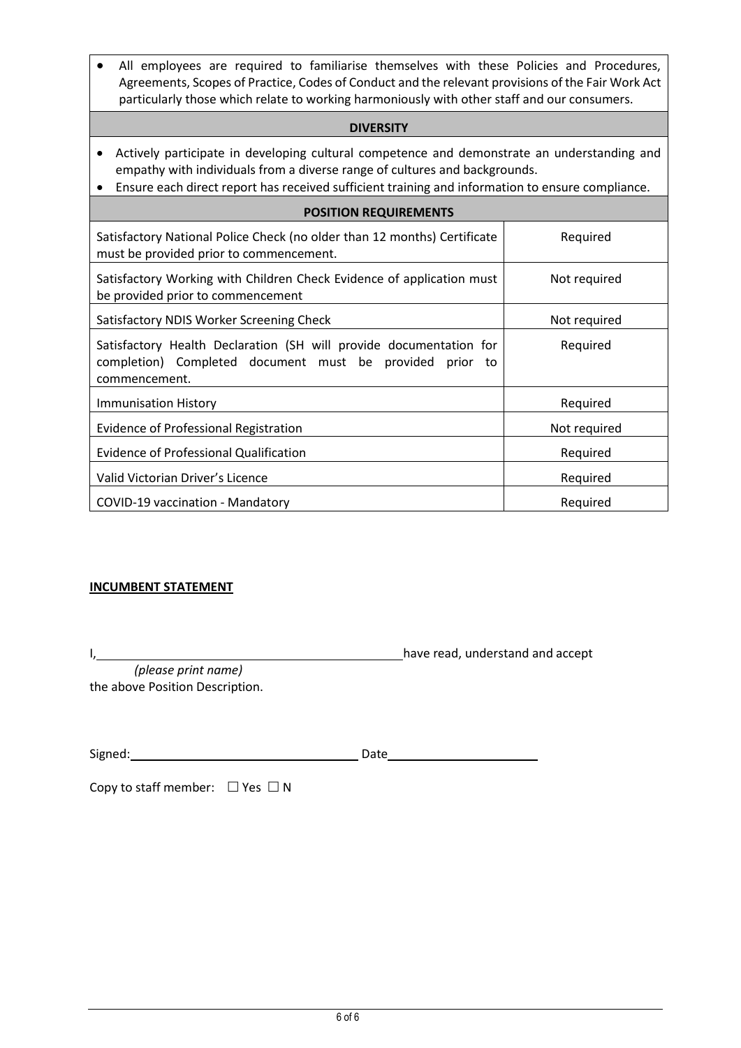- All employees are required to familiarise themselves with these Policies and Procedures, Agreements, Scopes of Practice, Codes of Conduct and the relevant provisions of the Fair Work Act particularly those which relate to working harmoniously with other staff and our consumers.

**DIVERSITY**

- Actively participate in developing cultural competence and demonstrate an understanding and empathy with individuals from a diverse range of cultures and backgrounds.
- Ensure each direct report has received sufficient training and information to ensure compliance.

**POSITION REQUIREMENTS**

| | |
|---|---|
| Satisfactory National Police Check (no older than 12 months) Certificate must be provided prior to commencement. | Required |
| Satisfactory Working with Children Check Evidence of application must be provided prior to commencement | Not required |
| Satisfactory NDIS Worker Screening Check | Not required |
| Satisfactory Health Declaration (SH will provide documentation for completion) Completed document must be provided prior to commencement. | Required |
| Immunisation History | Required |
| Evidence of Professional Registration | Not required |
| Evidence of Professional Qualification | Required |
| Valid Victorian Driver's Licence | Required |
| COVID-19 vaccination - Mandatory | Required |

**INCUMBENT STATEMENT**

I, ______________________________________________ have read, understand and accept
*(please print name)*
the above Position Description.

Signed: ___________________________________ Date ______________________

Copy to staff member: ☐ Yes ☐ N